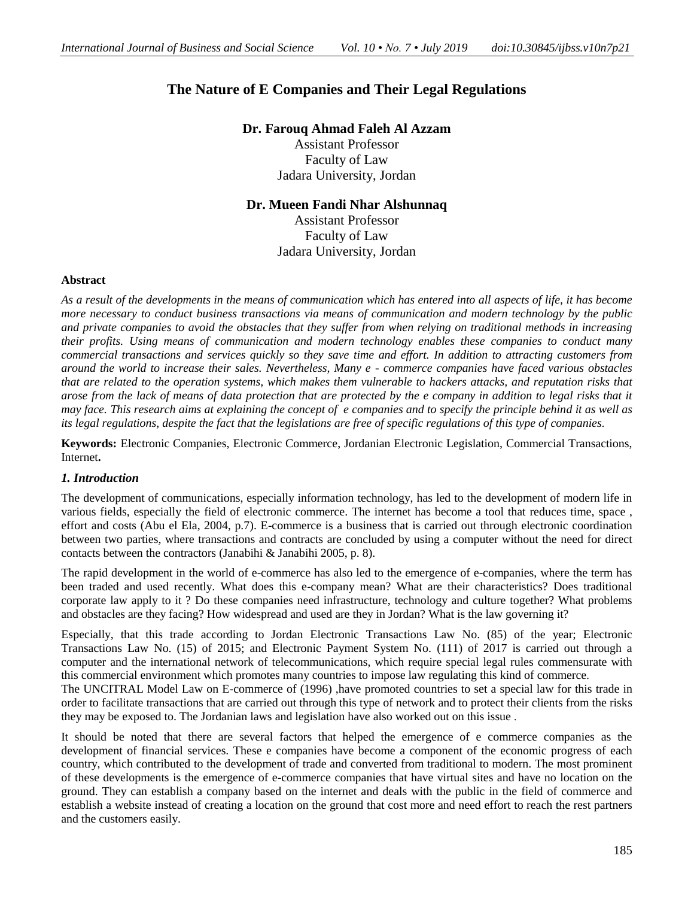# The Nature of E Companies and Their Legal Regulations

**Dr. Farouq Ahmad Faleh Al Azzam**
Assistant Professor
Faculty of Law
Jadara University, Jordan

**Dr. Mueen Fandi Nhar Alshunnaq**
Assistant Professor
Faculty of Law
Jadara University, Jordan

## Abstract

*As a result of the developments in the means of communication which has entered into all aspects of life, it has become more necessary to conduct business transactions via means of communication and modern technology by the public and private companies to avoid the obstacles that they suffer from when relying on traditional methods in increasing their profits. Using means of communication and modern technology enables these companies to conduct many commercial transactions and services quickly so they save time and effort. In addition to attracting customers from around the world to increase their sales. Nevertheless, Many e - commerce companies have faced various obstacles that are related to the operation systems, which makes them vulnerable to hackers attacks, and reputation risks that arose from the lack of means of data protection that are protected by the e company in addition to legal risks that it may face. This research aims at explaining the concept of e companies and to specify the principle behind it as well as its legal regulations, despite the fact that the legislations are free of specific regulations of this type of companies.*

**Keywords:** Electronic Companies, Electronic Commerce, Jordanian Electronic Legislation, Commercial Transactions, Internet**.**

## *1. Introduction*

The development of communications, especially information technology, has led to the development of modern life in various fields, especially the field of electronic commerce. The internet has become a tool that reduces time, space , effort and costs (Abu el Ela, 2004, p.7). E-commerce is a business that is carried out through electronic coordination between two parties, where transactions and contracts are concluded by using a computer without the need for direct contacts between the contractors (Janabihi & Janabihi 2005, p. 8).

The rapid development in the world of e-commerce has also led to the emergence of e-companies, where the term has been traded and used recently. What does this e-company mean? What are their characteristics? Does traditional corporate law apply to it ? Do these companies need infrastructure, technology and culture together? What problems and obstacles are they facing? How widespread and used are they in Jordan? What is the law governing it?

Especially, that this trade according to Jordan Electronic Transactions Law No. (85) of the year; Electronic Transactions Law No. (15) of 2015; and Electronic Payment System No. (111) of 2017 is carried out through a computer and the international network of telecommunications, which require special legal rules commensurate with this commercial environment which promotes many countries to impose law regulating this kind of commerce.
The UNCITRAL Model Law on E-commerce of (1996) ,have promoted countries to set a special law for this trade in order to facilitate transactions that are carried out through this type of network and to protect their clients from the risks they may be exposed to. The Jordanian laws and legislation have also worked out on this issue .

It should be noted that there are several factors that helped the emergence of e commerce companies as the development of financial services. These e companies have become a component of the economic progress of each country, which contributed to the development of trade and converted from traditional to modern. The most prominent of these developments is the emergence of e-commerce companies that have virtual sites and have no location on the ground. They can establish a company based on the internet and deals with the public in the field of commerce and establish a website instead of creating a location on the ground that cost more and need effort to reach the rest partners and the customers easily.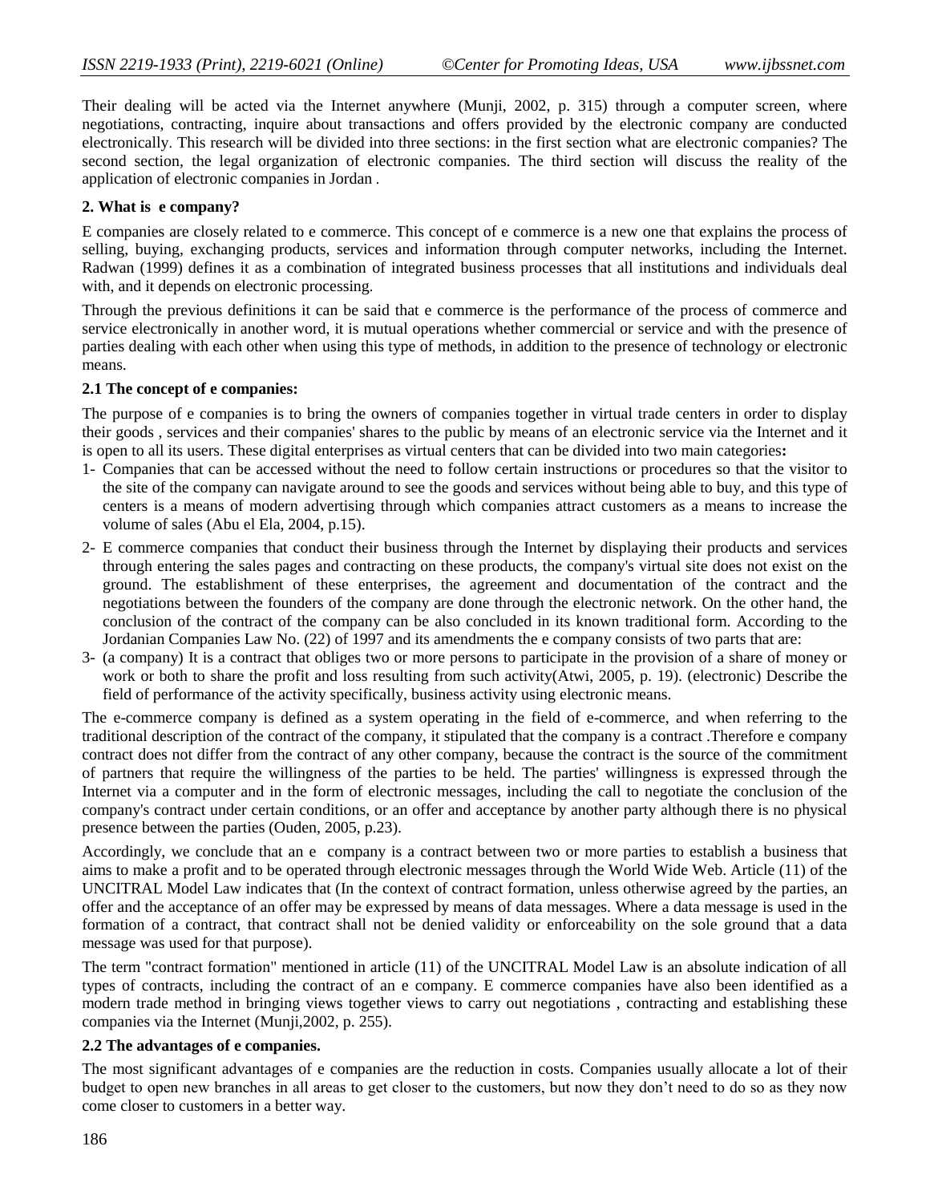Their dealing will be acted via the Internet anywhere (Munji, 2002, p. 315) through a computer screen, where negotiations, contracting, inquire about transactions and offers provided by the electronic company are conducted electronically. This research will be divided into three sections: in the first section what are electronic companies? The second section, the legal organization of electronic companies. The third section will discuss the reality of the application of electronic companies in Jordan .

## 2. What is e company?

E companies are closely related to e commerce. This concept of e commerce is a new one that explains the process of selling, buying, exchanging products, services and information through computer networks, including the Internet. Radwan (1999) defines it as a combination of integrated business processes that all institutions and individuals deal with, and it depends on electronic processing.

Through the previous definitions it can be said that e commerce is the performance of the process of commerce and service electronically in another word, it is mutual operations whether commercial or service and with the presence of parties dealing with each other when using this type of methods, in addition to the presence of technology or electronic means.

### 2.1 The concept of e companies:

The purpose of e companies is to bring the owners of companies together in virtual trade centers in order to display their goods , services and their companies' shares to the public by means of an electronic service via the Internet and it is open to all its users. These digital enterprises as virtual centers that can be divided into two main categories**:**

1- Companies that can be accessed without the need to follow certain instructions or procedures so that the visitor to the site of the company can navigate around to see the goods and services without being able to buy, and this type of centers is a means of modern advertising through which companies attract customers as a means to increase the volume of sales (Abu el Ela, 2004, p.15).
2- E commerce companies that conduct their business through the Internet by displaying their products and services through entering the sales pages and contracting on these products, the company's virtual site does not exist on the ground. The establishment of these enterprises, the agreement and documentation of the contract and the negotiations between the founders of the company are done through the electronic network. On the other hand, the conclusion of the contract of the company can be also concluded in its known traditional form. According to the Jordanian Companies Law No. (22) of 1997 and its amendments the e company consists of two parts that are:
3- (a company) It is a contract that obliges two or more persons to participate in the provision of a share of money or work or both to share the profit and loss resulting from such activity(Atwi, 2005, p. 19). (electronic) Describe the field of performance of the activity specifically, business activity using electronic means.

The e-commerce company is defined as a system operating in the field of e-commerce, and when referring to the traditional description of the contract of the company, it stipulated that the company is a contract .Therefore e company contract does not differ from the contract of any other company, because the contract is the source of the commitment of partners that require the willingness of the parties to be held. The parties' willingness is expressed through the Internet via a computer and in the form of electronic messages, including the call to negotiate the conclusion of the company's contract under certain conditions, or an offer and acceptance by another party although there is no physical presence between the parties (Ouden, 2005, p.23).

Accordingly, we conclude that an e company is a contract between two or more parties to establish a business that aims to make a profit and to be operated through electronic messages through the World Wide Web. Article (11) of the UNCITRAL Model Law indicates that (In the context of contract formation, unless otherwise agreed by the parties, an offer and the acceptance of an offer may be expressed by means of data messages. Where a data message is used in the formation of a contract, that contract shall not be denied validity or enforceability on the sole ground that a data message was used for that purpose).

The term "contract formation" mentioned in article (11) of the UNCITRAL Model Law is an absolute indication of all types of contracts, including the contract of an e company. E commerce companies have also been identified as a modern trade method in bringing views together views to carry out negotiations , contracting and establishing these companies via the Internet (Munji,2002, p. 255).

### 2.2 The advantages of e companies.

The most significant advantages of e companies are the reduction in costs. Companies usually allocate a lot of their budget to open new branches in all areas to get closer to the customers, but now they don't need to do so as they now come closer to customers in a better way.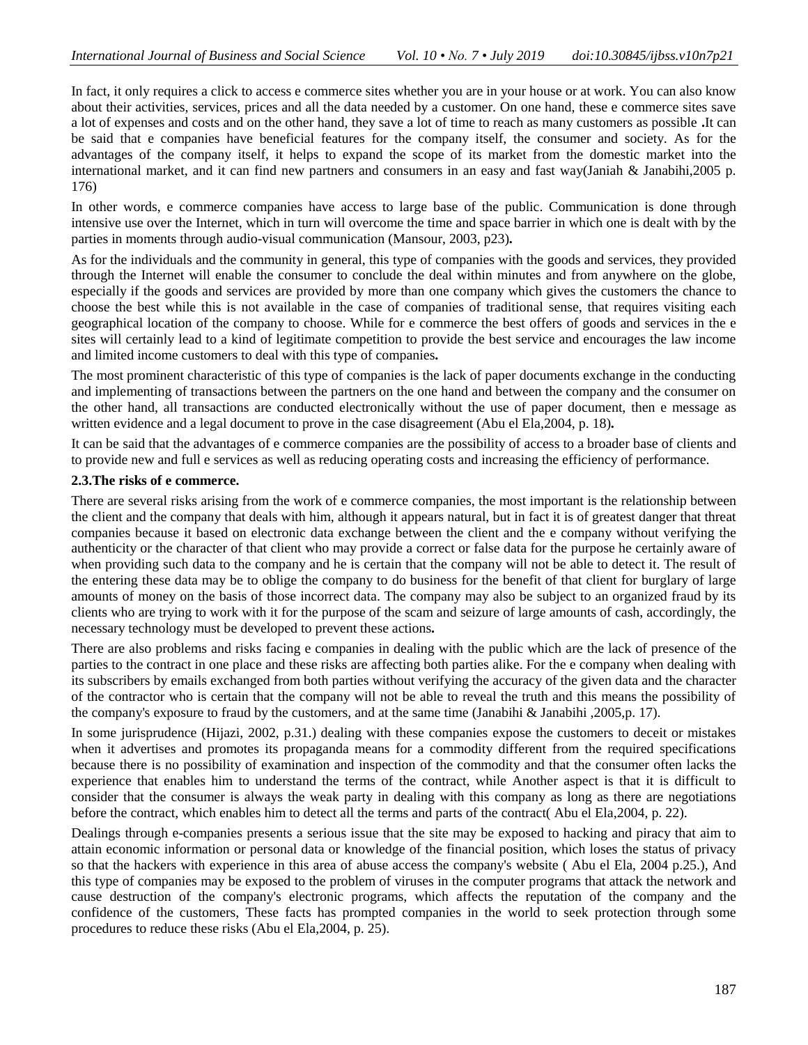In fact, it only requires a click to access e commerce sites whether you are in your house or at work. You can also know about their activities, services, prices and all the data needed by a customer. On one hand, these e commerce sites save a lot of expenses and costs and on the other hand, they save a lot of time to reach as many customers as possible **.**It can be said that e companies have beneficial features for the company itself, the consumer and society. As for the advantages of the company itself, it helps to expand the scope of its market from the domestic market into the international market, and it can find new partners and consumers in an easy and fast way(Janiah & Janabihi,2005 p. 176)

In other words, e commerce companies have access to large base of the public. Communication is done through intensive use over the Internet, which in turn will overcome the time and space barrier in which one is dealt with by the parties in moments through audio-visual communication (Mansour, 2003, p23)**.**

As for the individuals and the community in general, this type of companies with the goods and services, they provided through the Internet will enable the consumer to conclude the deal within minutes and from anywhere on the globe, especially if the goods and services are provided by more than one company which gives the customers the chance to choose the best while this is not available in the case of companies of traditional sense, that requires visiting each geographical location of the company to choose. While for e commerce the best offers of goods and services in the e sites will certainly lead to a kind of legitimate competition to provide the best service and encourages the law income and limited income customers to deal with this type of companies**.**

The most prominent characteristic of this type of companies is the lack of paper documents exchange in the conducting and implementing of transactions between the partners on the one hand and between the company and the consumer on the other hand, all transactions are conducted electronically without the use of paper document, then e message as written evidence and a legal document to prove in the case disagreement (Abu el Ela,2004, p. 18)**.**

It can be said that the advantages of e commerce companies are the possibility of access to a broader base of clients and to provide new and full e services as well as reducing operating costs and increasing the efficiency of performance.

### 2.3.The risks of e commerce.

There are several risks arising from the work of e commerce companies, the most important is the relationship between the client and the company that deals with him, although it appears natural, but in fact it is of greatest danger that threat companies because it based on electronic data exchange between the client and the e company without verifying the authenticity or the character of that client who may provide a correct or false data for the purpose he certainly aware of when providing such data to the company and he is certain that the company will not be able to detect it. The result of the entering these data may be to oblige the company to do business for the benefit of that client for burglary of large amounts of money on the basis of those incorrect data. The company may also be subject to an organized fraud by its clients who are trying to work with it for the purpose of the scam and seizure of large amounts of cash, accordingly, the necessary technology must be developed to prevent these actions**.**

There are also problems and risks facing e companies in dealing with the public which are the lack of presence of the parties to the contract in one place and these risks are affecting both parties alike. For the e company when dealing with its subscribers by emails exchanged from both parties without verifying the accuracy of the given data and the character of the contractor who is certain that the company will not be able to reveal the truth and this means the possibility of the company's exposure to fraud by the customers, and at the same time (Janabihi & Janabihi ,2005,p. 17).

In some jurisprudence (Hijazi, 2002, p.31.) dealing with these companies expose the customers to deceit or mistakes when it advertises and promotes its propaganda means for a commodity different from the required specifications because there is no possibility of examination and inspection of the commodity and that the consumer often lacks the experience that enables him to understand the terms of the contract, while Another aspect is that it is difficult to consider that the consumer is always the weak party in dealing with this company as long as there are negotiations before the contract, which enables him to detect all the terms and parts of the contract( Abu el Ela,2004, p. 22).

Dealings through e-companies presents a serious issue that the site may be exposed to hacking and piracy that aim to attain economic information or personal data or knowledge of the financial position, which loses the status of privacy so that the hackers with experience in this area of abuse access the company's website ( Abu el Ela, 2004 p.25.), And this type of companies may be exposed to the problem of viruses in the computer programs that attack the network and cause destruction of the company's electronic programs, which affects the reputation of the company and the confidence of the customers, These facts has prompted companies in the world to seek protection through some procedures to reduce these risks (Abu el Ela,2004, p. 25).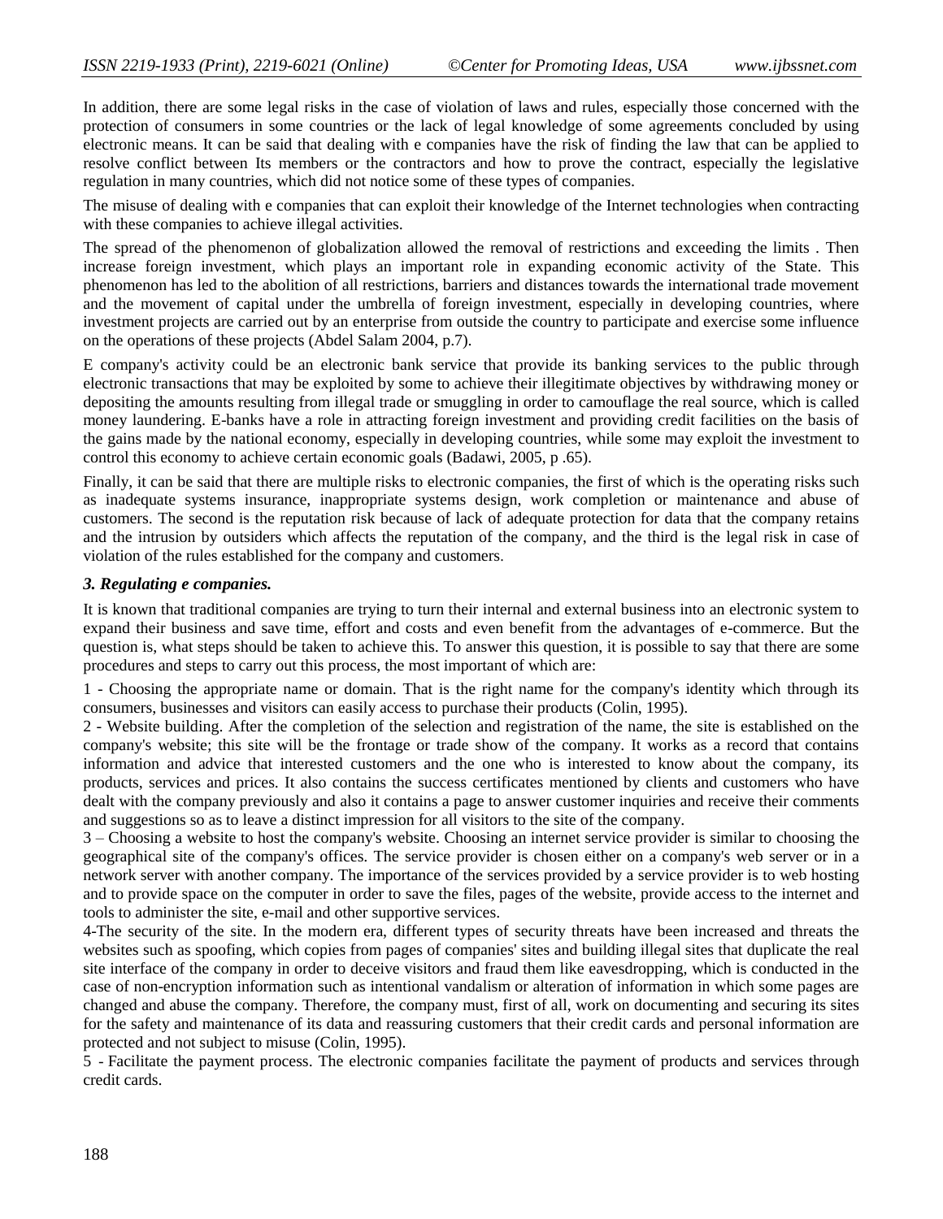In addition, there are some legal risks in the case of violation of laws and rules, especially those concerned with the protection of consumers in some countries or the lack of legal knowledge of some agreements concluded by using electronic means. It can be said that dealing with e companies have the risk of finding the law that can be applied to resolve conflict between Its members or the contractors and how to prove the contract, especially the legislative regulation in many countries, which did not notice some of these types of companies.

The misuse of dealing with e companies that can exploit their knowledge of the Internet technologies when contracting with these companies to achieve illegal activities.

The spread of the phenomenon of globalization allowed the removal of restrictions and exceeding the limits . Then increase foreign investment, which plays an important role in expanding economic activity of the State. This phenomenon has led to the abolition of all restrictions, barriers and distances towards the international trade movement and the movement of capital under the umbrella of foreign investment, especially in developing countries, where investment projects are carried out by an enterprise from outside the country to participate and exercise some influence on the operations of these projects (Abdel Salam 2004, p.7).

E company's activity could be an electronic bank service that provide its banking services to the public through electronic transactions that may be exploited by some to achieve their illegitimate objectives by withdrawing money or depositing the amounts resulting from illegal trade or smuggling in order to camouflage the real source, which is called money laundering. E-banks have a role in attracting foreign investment and providing credit facilities on the basis of the gains made by the national economy, especially in developing countries, while some may exploit the investment to control this economy to achieve certain economic goals (Badawi, 2005, p .65).

Finally, it can be said that there are multiple risks to electronic companies, the first of which is the operating risks such as inadequate systems insurance, inappropriate systems design, work completion or maintenance and abuse of customers. The second is the reputation risk because of lack of adequate protection for data that the company retains and the intrusion by outsiders which affects the reputation of the company, and the third is the legal risk in case of violation of the rules established for the company and customers.

### *3. Regulating e companies.*

It is known that traditional companies are trying to turn their internal and external business into an electronic system to expand their business and save time, effort and costs and even benefit from the advantages of e-commerce. But the question is, what steps should be taken to achieve this. To answer this question, it is possible to say that there are some procedures and steps to carry out this process, the most important of which are:

1 - Choosing the appropriate name or domain. That is the right name for the company's identity which through its consumers, businesses and visitors can easily access to purchase their products (Colin, 1995).

2 - Website building. After the completion of the selection and registration of the name, the site is established on the company's website; this site will be the frontage or trade show of the company. It works as a record that contains information and advice that interested customers and the one who is interested to know about the company, its products, services and prices. It also contains the success certificates mentioned by clients and customers who have dealt with the company previously and also it contains a page to answer customer inquiries and receive their comments and suggestions so as to leave a distinct impression for all visitors to the site of the company.

3 – Choosing a website to host the company's website. Choosing an internet service provider is similar to choosing the geographical site of the company's offices. The service provider is chosen either on a company's web server or in a network server with another company. The importance of the services provided by a service provider is to web hosting and to provide space on the computer in order to save the files, pages of the website, provide access to the internet and tools to administer the site, e-mail and other supportive services.

4-The security of the site. In the modern era, different types of security threats have been increased and threats the websites such as spoofing, which copies from pages of companies' sites and building illegal sites that duplicate the real site interface of the company in order to deceive visitors and fraud them like eavesdropping, which is conducted in the case of non-encryption information such as intentional vandalism or alteration of information in which some pages are changed and abuse the company. Therefore, the company must, first of all, work on documenting and securing its sites for the safety and maintenance of its data and reassuring customers that their credit cards and personal information are protected and not subject to misuse (Colin, 1995).

5 - Facilitate the payment process. The electronic companies facilitate the payment of products and services through credit cards.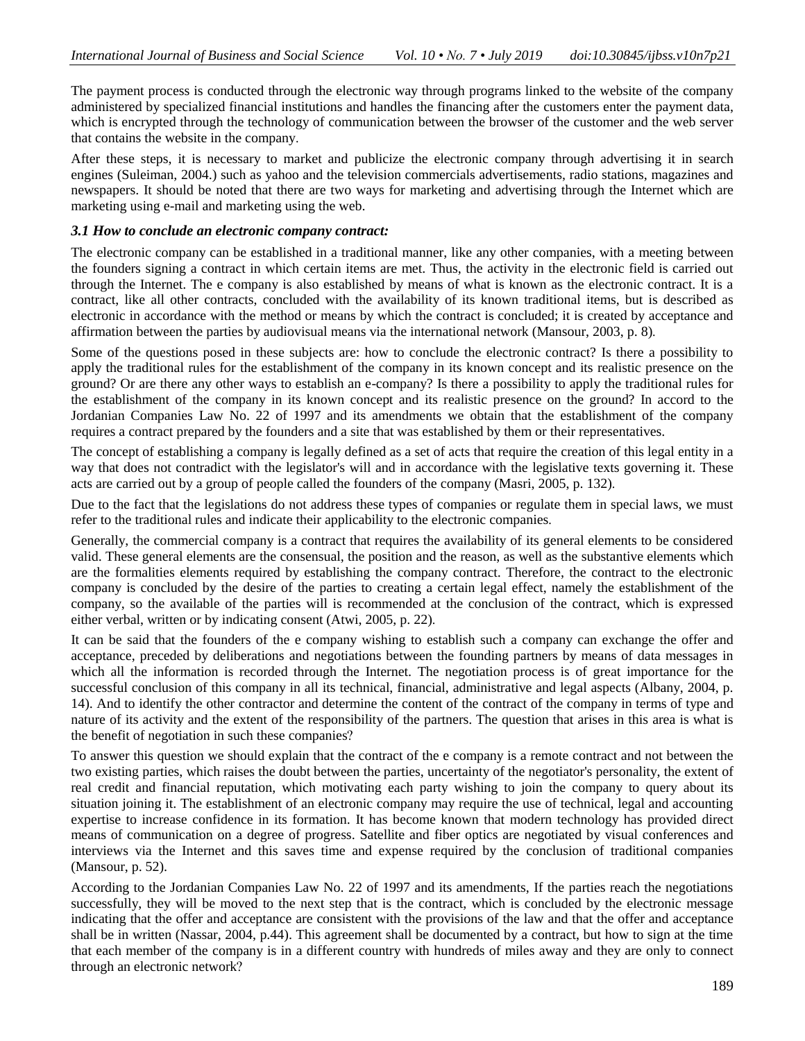The payment process is conducted through the electronic way through programs linked to the website of the company administered by specialized financial institutions and handles the financing after the customers enter the payment data, which is encrypted through the technology of communication between the browser of the customer and the web server that contains the website in the company.

After these steps, it is necessary to market and publicize the electronic company through advertising it in search engines (Suleiman, 2004.) such as yahoo and the television commercials advertisements, radio stations, magazines and newspapers. It should be noted that there are two ways for marketing and advertising through the Internet which are marketing using e-mail and marketing using the web.

### *3.1 How to conclude an electronic company contract:*

The electronic company can be established in a traditional manner, like any other companies, with a meeting between the founders signing a contract in which certain items are met. Thus, the activity in the electronic field is carried out through the Internet. The e company is also established by means of what is known as the electronic contract. It is a contract, like all other contracts, concluded with the availability of its known traditional items, but is described as electronic in accordance with the method or means by which the contract is concluded; it is created by acceptance and affirmation between the parties by audiovisual means via the international network (Mansour, 2003, p. 8).

Some of the questions posed in these subjects are: how to conclude the electronic contract? Is there a possibility to apply the traditional rules for the establishment of the company in its known concept and its realistic presence on the ground? Or are there any other ways to establish an e-company? Is there a possibility to apply the traditional rules for the establishment of the company in its known concept and its realistic presence on the ground? In accord to the Jordanian Companies Law No. 22 of 1997 and its amendments we obtain that the establishment of the company requires a contract prepared by the founders and a site that was established by them or their representatives.

The concept of establishing a company is legally defined as a set of acts that require the creation of this legal entity in a way that does not contradict with the legislator's will and in accordance with the legislative texts governing it. These acts are carried out by a group of people called the founders of the company (Masri, 2005, p. 132).

Due to the fact that the legislations do not address these types of companies or regulate them in special laws, we must refer to the traditional rules and indicate their applicability to the electronic companies.

Generally, the commercial company is a contract that requires the availability of its general elements to be considered valid. These general elements are the consensual, the position and the reason, as well as the substantive elements which are the formalities elements required by establishing the company contract. Therefore, the contract to the electronic company is concluded by the desire of the parties to creating a certain legal effect, namely the establishment of the company, so the available of the parties will is recommended at the conclusion of the contract, which is expressed either verbal, written or by indicating consent (Atwi, 2005, p. 22).

It can be said that the founders of the e company wishing to establish such a company can exchange the offer and acceptance, preceded by deliberations and negotiations between the founding partners by means of data messages in which all the information is recorded through the Internet. The negotiation process is of great importance for the successful conclusion of this company in all its technical, financial, administrative and legal aspects (Albany, 2004, p. 14). And to identify the other contractor and determine the content of the contract of the company in terms of type and nature of its activity and the extent of the responsibility of the partners. The question that arises in this area is what is the benefit of negotiation in such these companies?

To answer this question we should explain that the contract of the e company is a remote contract and not between the two existing parties, which raises the doubt between the parties, uncertainty of the negotiator's personality, the extent of real credit and financial reputation, which motivating each party wishing to join the company to query about its situation joining it. The establishment of an electronic company may require the use of technical, legal and accounting expertise to increase confidence in its formation. It has become known that modern technology has provided direct means of communication on a degree of progress. Satellite and fiber optics are negotiated by visual conferences and interviews via the Internet and this saves time and expense required by the conclusion of traditional companies (Mansour, p. 52).

According to the Jordanian Companies Law No. 22 of 1997 and its amendments, If the parties reach the negotiations successfully, they will be moved to the next step that is the contract, which is concluded by the electronic message indicating that the offer and acceptance are consistent with the provisions of the law and that the offer and acceptance shall be in written (Nassar, 2004, p.44). This agreement shall be documented by a contract, but how to sign at the time that each member of the company is in a different country with hundreds of miles away and they are only to connect through an electronic network?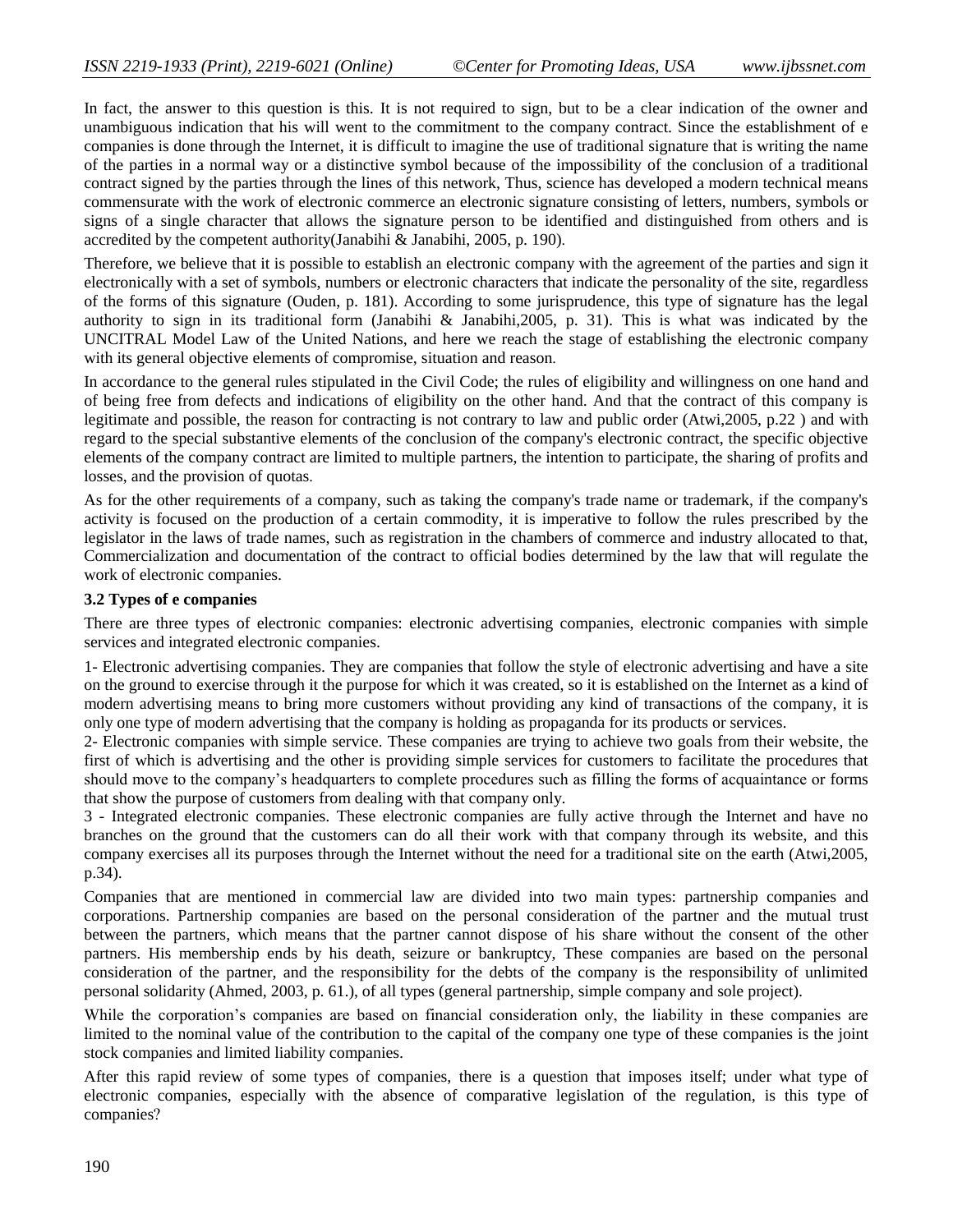In fact, the answer to this question is this. It is not required to sign, but to be a clear indication of the owner and unambiguous indication that his will went to the commitment to the company contract. Since the establishment of e companies is done through the Internet, it is difficult to imagine the use of traditional signature that is writing the name of the parties in a normal way or a distinctive symbol because of the impossibility of the conclusion of a traditional contract signed by the parties through the lines of this network, Thus, science has developed a modern technical means commensurate with the work of electronic commerce an electronic signature consisting of letters, numbers, symbols or signs of a single character that allows the signature person to be identified and distinguished from others and is accredited by the competent authority(Janabihi & Janabihi, 2005, p. 190).

Therefore, we believe that it is possible to establish an electronic company with the agreement of the parties and sign it electronically with a set of symbols, numbers or electronic characters that indicate the personality of the site, regardless of the forms of this signature (Ouden, p. 181). According to some jurisprudence, this type of signature has the legal authority to sign in its traditional form (Janabihi & Janabihi,2005, p. 31). This is what was indicated by the UNCITRAL Model Law of the United Nations, and here we reach the stage of establishing the electronic company with its general objective elements of compromise, situation and reason.

In accordance to the general rules stipulated in the Civil Code; the rules of eligibility and willingness on one hand and of being free from defects and indications of eligibility on the other hand. And that the contract of this company is legitimate and possible, the reason for contracting is not contrary to law and public order (Atwi,2005, p.22 ) and with regard to the special substantive elements of the conclusion of the company's electronic contract, the specific objective elements of the company contract are limited to multiple partners, the intention to participate, the sharing of profits and losses, and the provision of quotas.

As for the other requirements of a company, such as taking the company's trade name or trademark, if the company's activity is focused on the production of a certain commodity, it is imperative to follow the rules prescribed by the legislator in the laws of trade names, such as registration in the chambers of commerce and industry allocated to that, Commercialization and documentation of the contract to official bodies determined by the law that will regulate the work of electronic companies.

### 3.2 Types of e companies

There are three types of electronic companies: electronic advertising companies, electronic companies with simple services and integrated electronic companies.

1- Electronic advertising companies. They are companies that follow the style of electronic advertising and have a site on the ground to exercise through it the purpose for which it was created, so it is established on the Internet as a kind of modern advertising means to bring more customers without providing any kind of transactions of the company, it is only one type of modern advertising that the company is holding as propaganda for its products or services.

2- Electronic companies with simple service. These companies are trying to achieve two goals from their website, the first of which is advertising and the other is providing simple services for customers to facilitate the procedures that should move to the company's headquarters to complete procedures such as filling the forms of acquaintance or forms that show the purpose of customers from dealing with that company only.

3 - Integrated electronic companies. These electronic companies are fully active through the Internet and have no branches on the ground that the customers can do all their work with that company through its website, and this company exercises all its purposes through the Internet without the need for a traditional site on the earth (Atwi,2005, p.34).

Companies that are mentioned in commercial law are divided into two main types: partnership companies and corporations. Partnership companies are based on the personal consideration of the partner and the mutual trust between the partners, which means that the partner cannot dispose of his share without the consent of the other partners. His membership ends by his death, seizure or bankruptcy, These companies are based on the personal consideration of the partner, and the responsibility for the debts of the company is the responsibility of unlimited personal solidarity (Ahmed, 2003, p. 61.), of all types (general partnership, simple company and sole project).

While the corporation's companies are based on financial consideration only, the liability in these companies are limited to the nominal value of the contribution to the capital of the company one type of these companies is the joint stock companies and limited liability companies.

After this rapid review of some types of companies, there is a question that imposes itself; under what type of electronic companies, especially with the absence of comparative legislation of the regulation, is this type of companies?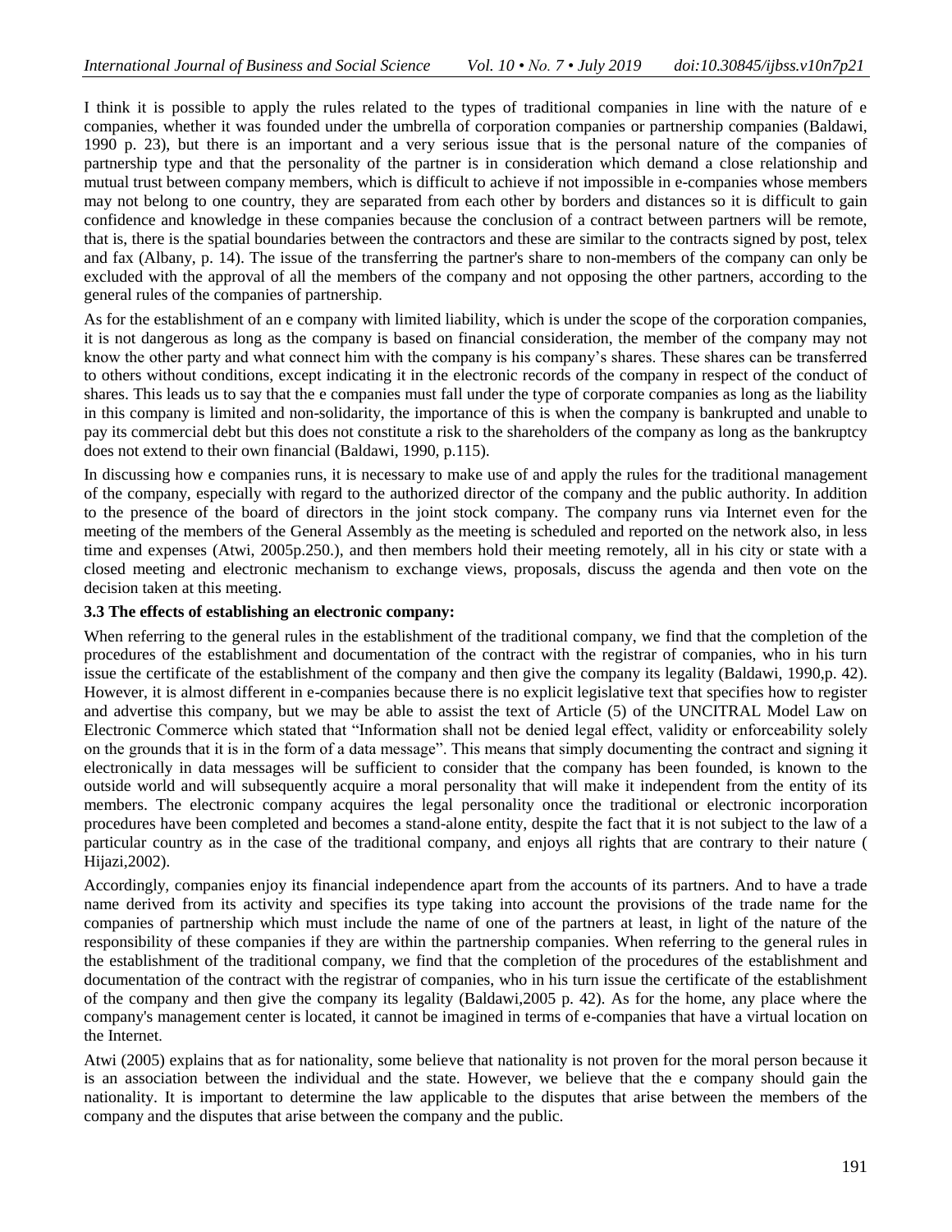I think it is possible to apply the rules related to the types of traditional companies in line with the nature of e companies, whether it was founded under the umbrella of corporation companies or partnership companies (Baldawi, 1990 p. 23), but there is an important and a very serious issue that is the personal nature of the companies of partnership type and that the personality of the partner is in consideration which demand a close relationship and mutual trust between company members, which is difficult to achieve if not impossible in e-companies whose members may not belong to one country, they are separated from each other by borders and distances so it is difficult to gain confidence and knowledge in these companies because the conclusion of a contract between partners will be remote, that is, there is the spatial boundaries between the contractors and these are similar to the contracts signed by post, telex and fax (Albany, p. 14). The issue of the transferring the partner's share to non-members of the company can only be excluded with the approval of all the members of the company and not opposing the other partners, according to the general rules of the companies of partnership.

As for the establishment of an e company with limited liability, which is under the scope of the corporation companies, it is not dangerous as long as the company is based on financial consideration, the member of the company may not know the other party and what connect him with the company is his company's shares. These shares can be transferred to others without conditions, except indicating it in the electronic records of the company in respect of the conduct of shares. This leads us to say that the e companies must fall under the type of corporate companies as long as the liability in this company is limited and non-solidarity, the importance of this is when the company is bankrupted and unable to pay its commercial debt but this does not constitute a risk to the shareholders of the company as long as the bankruptcy does not extend to their own financial (Baldawi, 1990, p.115).

In discussing how e companies runs, it is necessary to make use of and apply the rules for the traditional management of the company, especially with regard to the authorized director of the company and the public authority. In addition to the presence of the board of directors in the joint stock company. The company runs via Internet even for the meeting of the members of the General Assembly as the meeting is scheduled and reported on the network also, in less time and expenses (Atwi, 2005p.250.), and then members hold their meeting remotely, all in his city or state with a closed meeting and electronic mechanism to exchange views, proposals, discuss the agenda and then vote on the decision taken at this meeting.

### 3.3 The effects of establishing an electronic company:

When referring to the general rules in the establishment of the traditional company, we find that the completion of the procedures of the establishment and documentation of the contract with the registrar of companies, who in his turn issue the certificate of the establishment of the company and then give the company its legality (Baldawi, 1990,p. 42). However, it is almost different in e-companies because there is no explicit legislative text that specifies how to register and advertise this company, but we may be able to assist the text of Article (5) of the UNCITRAL Model Law on Electronic Commerce which stated that "Information shall not be denied legal effect, validity or enforceability solely on the grounds that it is in the form of a data message". This means that simply documenting the contract and signing it electronically in data messages will be sufficient to consider that the company has been founded, is known to the outside world and will subsequently acquire a moral personality that will make it independent from the entity of its members. The electronic company acquires the legal personality once the traditional or electronic incorporation procedures have been completed and becomes a stand-alone entity, despite the fact that it is not subject to the law of a particular country as in the case of the traditional company, and enjoys all rights that are contrary to their nature ( Hijazi,2002).

Accordingly, companies enjoy its financial independence apart from the accounts of its partners. And to have a trade name derived from its activity and specifies its type taking into account the provisions of the trade name for the companies of partnership which must include the name of one of the partners at least, in light of the nature of the responsibility of these companies if they are within the partnership companies. When referring to the general rules in the establishment of the traditional company, we find that the completion of the procedures of the establishment and documentation of the contract with the registrar of companies, who in his turn issue the certificate of the establishment of the company and then give the company its legality (Baldawi,2005 p. 42). As for the home, any place where the company's management center is located, it cannot be imagined in terms of e-companies that have a virtual location on the Internet.

Atwi (2005) explains that as for nationality, some believe that nationality is not proven for the moral person because it is an association between the individual and the state. However, we believe that the e company should gain the nationality. It is important to determine the law applicable to the disputes that arise between the members of the company and the disputes that arise between the company and the public.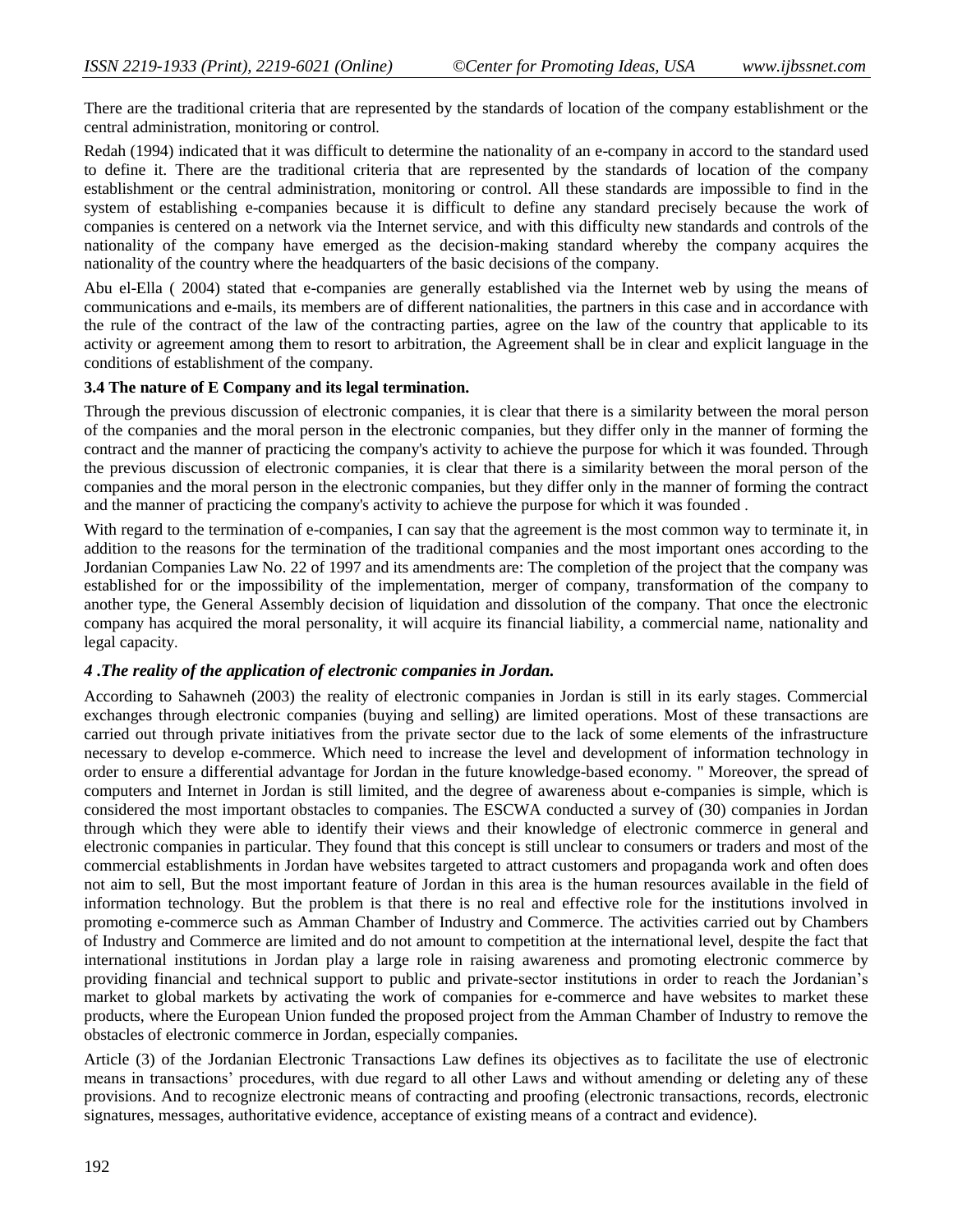There are the traditional criteria that are represented by the standards of location of the company establishment or the central administration, monitoring or control.

Redah (1994) indicated that it was difficult to determine the nationality of an e-company in accord to the standard used to define it. There are the traditional criteria that are represented by the standards of location of the company establishment or the central administration, monitoring or control. All these standards are impossible to find in the system of establishing e-companies because it is difficult to define any standard precisely because the work of companies is centered on a network via the Internet service, and with this difficulty new standards and controls of the nationality of the company have emerged as the decision-making standard whereby the company acquires the nationality of the country where the headquarters of the basic decisions of the company.

Abu el-Ella ( 2004) stated that e-companies are generally established via the Internet web by using the means of communications and e-mails, its members are of different nationalities, the partners in this case and in accordance with the rule of the contract of the law of the contracting parties, agree on the law of the country that applicable to its activity or agreement among them to resort to arbitration, the Agreement shall be in clear and explicit language in the conditions of establishment of the company.

### 3.4 The nature of E Company and its legal termination.

Through the previous discussion of electronic companies, it is clear that there is a similarity between the moral person of the companies and the moral person in the electronic companies, but they differ only in the manner of forming the contract and the manner of practicing the company's activity to achieve the purpose for which it was founded. Through the previous discussion of electronic companies, it is clear that there is a similarity between the moral person of the companies and the moral person in the electronic companies, but they differ only in the manner of forming the contract and the manner of practicing the company's activity to achieve the purpose for which it was founded .

With regard to the termination of e-companies, I can say that the agreement is the most common way to terminate it, in addition to the reasons for the termination of the traditional companies and the most important ones according to the Jordanian Companies Law No. 22 of 1997 and its amendments are: The completion of the project that the company was established for or the impossibility of the implementation, merger of company, transformation of the company to another type, the General Assembly decision of liquidation and dissolution of the company. That once the electronic company has acquired the moral personality, it will acquire its financial liability, a commercial name, nationality and legal capacity.

## *4 .The reality of the application of electronic companies in Jordan.*

According to Sahawneh (2003) the reality of electronic companies in Jordan is still in its early stages. Commercial exchanges through electronic companies (buying and selling) are limited operations. Most of these transactions are carried out through private initiatives from the private sector due to the lack of some elements of the infrastructure necessary to develop e-commerce. Which need to increase the level and development of information technology in order to ensure a differential advantage for Jordan in the future knowledge-based economy. " Moreover, the spread of computers and Internet in Jordan is still limited, and the degree of awareness about e-companies is simple, which is considered the most important obstacles to companies. The ESCWA conducted a survey of (30) companies in Jordan through which they were able to identify their views and their knowledge of electronic commerce in general and electronic companies in particular. They found that this concept is still unclear to consumers or traders and most of the commercial establishments in Jordan have websites targeted to attract customers and propaganda work and often does not aim to sell, But the most important feature of Jordan in this area is the human resources available in the field of information technology. But the problem is that there is no real and effective role for the institutions involved in promoting e-commerce such as Amman Chamber of Industry and Commerce. The activities carried out by Chambers of Industry and Commerce are limited and do not amount to competition at the international level, despite the fact that international institutions in Jordan play a large role in raising awareness and promoting electronic commerce by providing financial and technical support to public and private-sector institutions in order to reach the Jordanian's market to global markets by activating the work of companies for e-commerce and have websites to market these products, where the European Union funded the proposed project from the Amman Chamber of Industry to remove the obstacles of electronic commerce in Jordan, especially companies.

Article (3) of the Jordanian Electronic Transactions Law defines its objectives as to facilitate the use of electronic means in transactions' procedures, with due regard to all other Laws and without amending or deleting any of these provisions. And to recognize electronic means of contracting and proofing (electronic transactions, records, electronic signatures, messages, authoritative evidence, acceptance of existing means of a contract and evidence).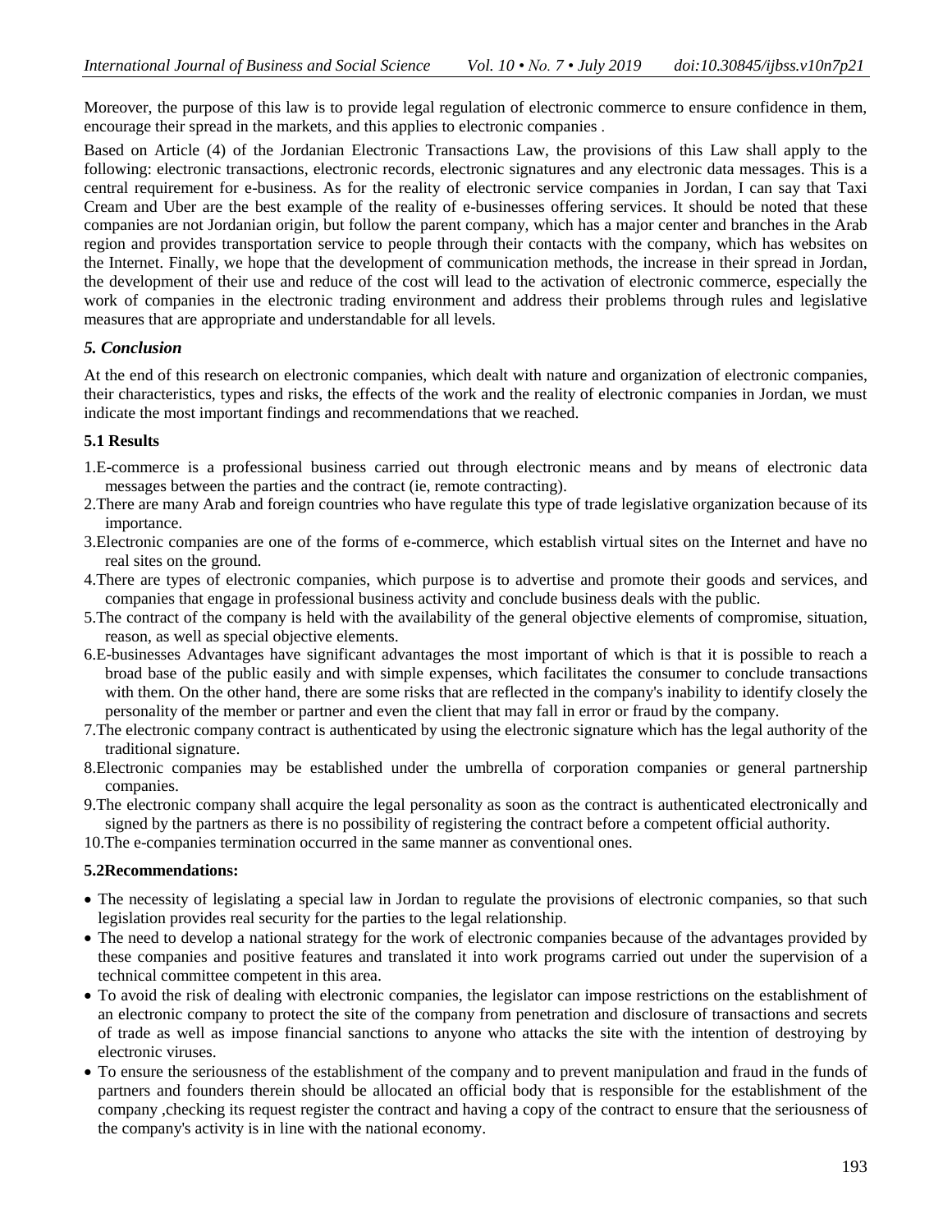Moreover, the purpose of this law is to provide legal regulation of electronic commerce to ensure confidence in them, encourage their spread in the markets, and this applies to electronic companies .

Based on Article (4) of the Jordanian Electronic Transactions Law, the provisions of this Law shall apply to the following: electronic transactions, electronic records, electronic signatures and any electronic data messages. This is a central requirement for e-business. As for the reality of electronic service companies in Jordan, I can say that Taxi Cream and Uber are the best example of the reality of e-businesses offering services. It should be noted that these companies are not Jordanian origin, but follow the parent company, which has a major center and branches in the Arab region and provides transportation service to people through their contacts with the company, which has websites on the Internet. Finally, we hope that the development of communication methods, the increase in their spread in Jordan, the development of their use and reduce of the cost will lead to the activation of electronic commerce, especially the work of companies in the electronic trading environment and address their problems through rules and legislative measures that are appropriate and understandable for all levels.

## *5. Conclusion*

At the end of this research on electronic companies, which dealt with nature and organization of electronic companies, their characteristics, types and risks, the effects of the work and the reality of electronic companies in Jordan, we must indicate the most important findings and recommendations that we reached.

### 5.1 Results

1. E-commerce is a professional business carried out through electronic means and by means of electronic data messages between the parties and the contract (ie, remote contracting).
2. There are many Arab and foreign countries who have regulate this type of trade legislative organization because of its importance.
3. Electronic companies are one of the forms of e-commerce, which establish virtual sites on the Internet and have no real sites on the ground.
4. There are types of electronic companies, which purpose is to advertise and promote their goods and services, and companies that engage in professional business activity and conclude business deals with the public.
5. The contract of the company is held with the availability of the general objective elements of compromise, situation, reason, as well as special objective elements.
6. E-businesses Advantages have significant advantages the most important of which is that it is possible to reach a broad base of the public easily and with simple expenses, which facilitates the consumer to conclude transactions with them. On the other hand, there are some risks that are reflected in the company's inability to identify closely the personality of the member or partner and even the client that may fall in error or fraud by the company.
7. The electronic company contract is authenticated by using the electronic signature which has the legal authority of the traditional signature.
8. Electronic companies may be established under the umbrella of corporation companies or general partnership companies.
9. The electronic company shall acquire the legal personality as soon as the contract is authenticated electronically and signed by the partners as there is no possibility of registering the contract before a competent official authority.
10. The e-companies termination occurred in the same manner as conventional ones.

### 5.2Recommendations:

- The necessity of legislating a special law in Jordan to regulate the provisions of electronic companies, so that such legislation provides real security for the parties to the legal relationship.
- The need to develop a national strategy for the work of electronic companies because of the advantages provided by these companies and positive features and translated it into work programs carried out under the supervision of a technical committee competent in this area.
- To avoid the risk of dealing with electronic companies, the legislator can impose restrictions on the establishment of an electronic company to protect the site of the company from penetration and disclosure of transactions and secrets of trade as well as impose financial sanctions to anyone who attacks the site with the intention of destroying by electronic viruses.
- To ensure the seriousness of the establishment of the company and to prevent manipulation and fraud in the funds of partners and founders therein should be allocated an official body that is responsible for the establishment of the company ,checking its request register the contract and having a copy of the contract to ensure that the seriousness of the company's activity is in line with the national economy.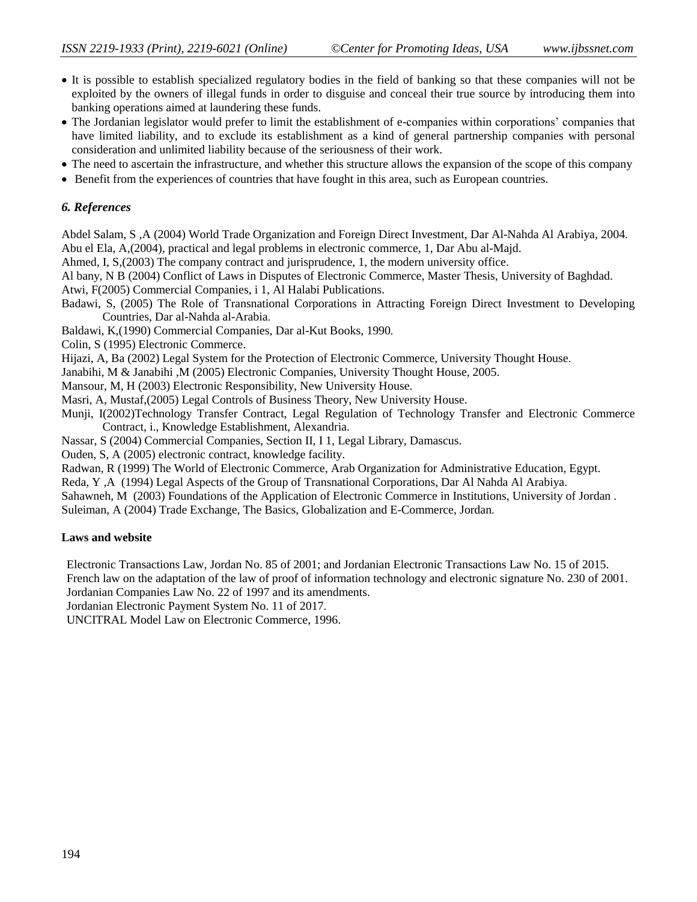- It is possible to establish specialized regulatory bodies in the field of banking so that these companies will not be exploited by the owners of illegal funds in order to disguise and conceal their true source by introducing them into banking operations aimed at laundering these funds.
- The Jordanian legislator would prefer to limit the establishment of e-companies within corporations' companies that have limited liability, and to exclude its establishment as a kind of general partnership companies with personal consideration and unlimited liability because of the seriousness of their work.
- The need to ascertain the infrastructure, and whether this structure allows the expansion of the scope of this company
- Benefit from the experiences of countries that have fought in this area, such as European countries.

## *6. References*

Abdel Salam, S ,A (2004) World Trade Organization and Foreign Direct Investment, Dar Al-Nahda Al Arabiya, 2004.

Abu el Ela, A,(2004), practical and legal problems in electronic commerce, 1, Dar Abu al-Majd.

Ahmed, I, S,(2003) The company contract and jurisprudence, 1, the modern university office.

Al bany, N B (2004) Conflict of Laws in Disputes of Electronic Commerce, Master Thesis, University of Baghdad.

Atwi, F(2005) Commercial Companies, i 1, Al Halabi Publications.

Badawi, S, (2005) The Role of Transnational Corporations in Attracting Foreign Direct Investment to Developing Countries, Dar al-Nahda al-Arabia.

Baldawi, K,(1990) Commercial Companies, Dar al-Kut Books, 1990.

Colin, S (1995) Electronic Commerce.

Hijazi, A, Ba (2002) Legal System for the Protection of Electronic Commerce, University Thought House.

Janabihi, M & Janabihi ,M (2005) Electronic Companies, University Thought House, 2005.

Mansour, M, H (2003) Electronic Responsibility, New University House.

Masri, A, Mustaf,(2005) Legal Controls of Business Theory, New University House.

Munji, I(2002)Technology Transfer Contract, Legal Regulation of Technology Transfer and Electronic Commerce Contract, i., Knowledge Establishment, Alexandria.

Nassar, S (2004) Commercial Companies, Section II, I 1, Legal Library, Damascus.

Ouden, S, A (2005) electronic contract, knowledge facility.

Radwan, R (1999) The World of Electronic Commerce, Arab Organization for Administrative Education, Egypt.

Reda, Y ,A (1994) Legal Aspects of the Group of Transnational Corporations, Dar Al Nahda Al Arabiya.

Sahawneh, M (2003) Foundations of the Application of Electronic Commerce in Institutions, University of Jordan .

Suleiman, A (2004) Trade Exchange, The Basics, Globalization and E-Commerce, Jordan.

**Laws and website**

Electronic Transactions Law, Jordan No. 85 of 2001; and Jordanian Electronic Transactions Law No. 15 of 2015.

French law on the adaptation of the law of proof of information technology and electronic signature No. 230 of 2001.

Jordanian Companies Law No. 22 of 1997 and its amendments.

Jordanian Electronic Payment System No. 11 of 2017.

UNCITRAL Model Law on Electronic Commerce, 1996.